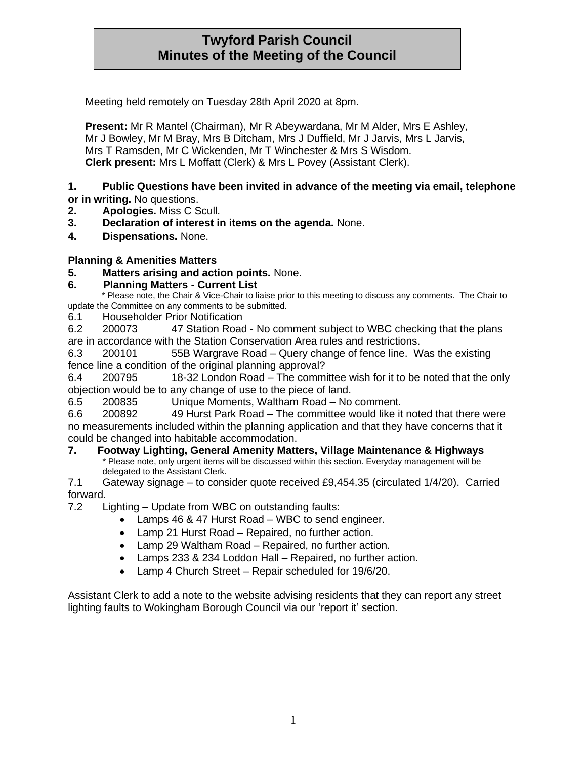# Twyford Parish Council
# Minutes of the Meeting of the Council

Meeting held remotely on Tuesday 28th April 2020 at 8pm.

**Present:** Mr R Mantel (Chairman), Mr R Abeywardana, Mr M Alder, Mrs E Ashley, Mr J Bowley, Mr M Bray, Mrs B Ditcham, Mrs J Duffield, Mr J Jarvis, Mrs L Jarvis, Mrs T Ramsden, Mr C Wickenden, Mr T Winchester & Mrs S Wisdom.
**Clerk present:** Mrs L Moffatt (Clerk) & Mrs L Povey (Assistant Clerk).

**1. Public Questions have been invited in advance of the meeting via email, telephone or in writing.** No questions.
**2. Apologies.** Miss C Scull.
**3. Declaration of interest in items on the agenda.** None.
**4. Dispensations.** None.

**Planning & Amenities Matters**
**5. Matters arising and action points.** None.
**6. Planning Matters - Current List**
* Please note, the Chair & Vice-Chair to liaise prior to this meeting to discuss any comments. The Chair to update the Committee on any comments to be submitted.

6.1 Householder Prior Notification
6.2 200073 47 Station Road - No comment subject to WBC checking that the plans are in accordance with the Station Conservation Area rules and restrictions.
6.3 200101 55B Wargrave Road – Query change of fence line. Was the existing fence line a condition of the original planning approval?
6.4 200795 18-32 London Road – The committee wish for it to be noted that the only objection would be to any change of use to the piece of land.
6.5 200835 Unique Moments, Waltham Road – No comment.
6.6 200892 49 Hurst Park Road – The committee would like it noted that there were no measurements included within the planning application and that they have concerns that it could be changed into habitable accommodation.

**7. Footway Lighting, General Amenity Matters, Village Maintenance & Highways**
* Please note, only urgent items will be discussed within this section. Everyday management will be delegated to the Assistant Clerk.

7.1 Gateway signage – to consider quote received £9,454.35 (circulated 1/4/20). Carried forward.
7.2 Lighting – Update from WBC on outstanding faults:
- Lamps 46 & 47 Hurst Road – WBC to send engineer.
- Lamp 21 Hurst Road – Repaired, no further action.
- Lamp 29 Waltham Road – Repaired, no further action.
- Lamps 233 & 234 Loddon Hall – Repaired, no further action.
- Lamp 4 Church Street – Repair scheduled for 19/6/20.

Assistant Clerk to add a note to the website advising residents that they can report any street lighting faults to Wokingham Borough Council via our 'report it' section.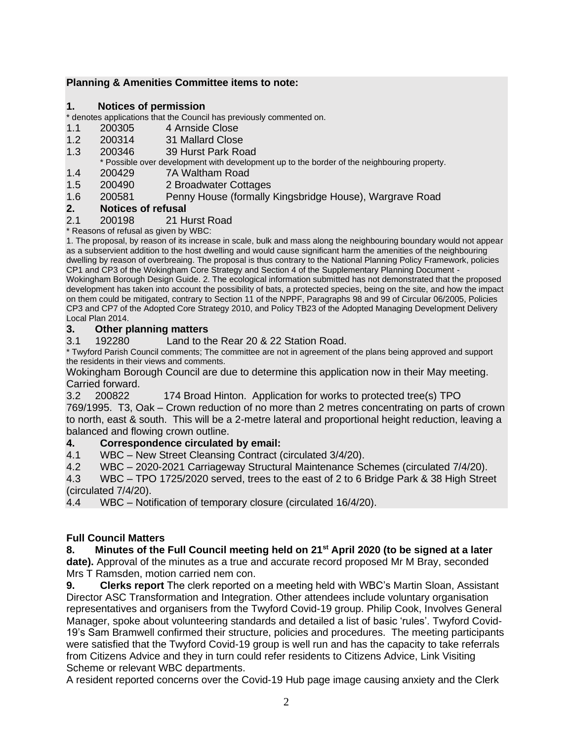**Planning & Amenities Committee items to note:**

**1. Notices of permission**

\* denotes applications that the Council has previously commented on.

1.1 200305 4 Arnside Close

1.2 200314 31 Mallard Close

1.3 200346 39 Hurst Park Road

\* Possible over development with development up to the border of the neighbouring property.

1.4 200429 7A Waltham Road

1.5 200490 2 Broadwater Cottages

1.6 200581 Penny House (formally Kingsbridge House), Wargrave Road

**2. Notices of refusal**

2.1 200198 21 Hurst Road

\* Reasons of refusal as given by WBC:

1. The proposal, by reason of its increase in scale, bulk and mass along the neighbouring boundary would not appear as a subservient addition to the host dwelling and would cause significant harm the amenities of the neighbouring dwelling by reason of overbreaing. The proposal is thus contrary to the National Planning Policy Framework, policies CP1 and CP3 of the Wokingham Core Strategy and Section 4 of the Supplementary Planning Document - Wokingham Borough Design Guide. 2. The ecological information submitted has not demonstrated that the proposed development has taken into account the possibility of bats, a protected species, being on the site, and how the impact on them could be mitigated, contrary to Section 11 of the NPPF, Paragraphs 98 and 99 of Circular 06/2005, Policies CP3 and CP7 of the Adopted Core Strategy 2010, and Policy TB23 of the Adopted Managing Development Delivery Local Plan 2014.

**3. Other planning matters**

3.1 192280 Land to the Rear 20 & 22 Station Road.

\* Twyford Parish Council comments; The committee are not in agreement of the plans being approved and support the residents in their views and comments.

Wokingham Borough Council are due to determine this application now in their May meeting. Carried forward.

3.2 200822 174 Broad Hinton. Application for works to protected tree(s) TPO 769/1995. T3, Oak – Crown reduction of no more than 2 metres concentrating on parts of crown to north, east & south. This will be a 2-metre lateral and proportional height reduction, leaving a balanced and flowing crown outline.

**4. Correspondence circulated by email:**

4.1 WBC – New Street Cleansing Contract (circulated 3/4/20).

4.2 WBC – 2020-2021 Carriageway Structural Maintenance Schemes (circulated 7/4/20).

4.3 WBC – TPO 1725/2020 served, trees to the east of 2 to 6 Bridge Park & 38 High Street (circulated 7/4/20).

4.4 WBC – Notification of temporary closure (circulated 16/4/20).

**Full Council Matters**

**8. Minutes of the Full Council meeting held on 21st April 2020 (to be signed at a later date).** Approval of the minutes as a true and accurate record proposed Mr M Bray, seconded Mrs T Ramsden, motion carried nem con.

**9. Clerks report** The clerk reported on a meeting held with WBC's Martin Sloan, Assistant Director ASC Transformation and Integration. Other attendees include voluntary organisation representatives and organisers from the Twyford Covid-19 group. Philip Cook, Involves General Manager, spoke about volunteering standards and detailed a list of basic 'rules'. Twyford Covid-19's Sam Bramwell confirmed their structure, policies and procedures. The meeting participants were satisfied that the Twyford Covid-19 group is well run and has the capacity to take referrals from Citizens Advice and they in turn could refer residents to Citizens Advice, Link Visiting Scheme or relevant WBC departments.

A resident reported concerns over the Covid-19 Hub page image causing anxiety and the Clerk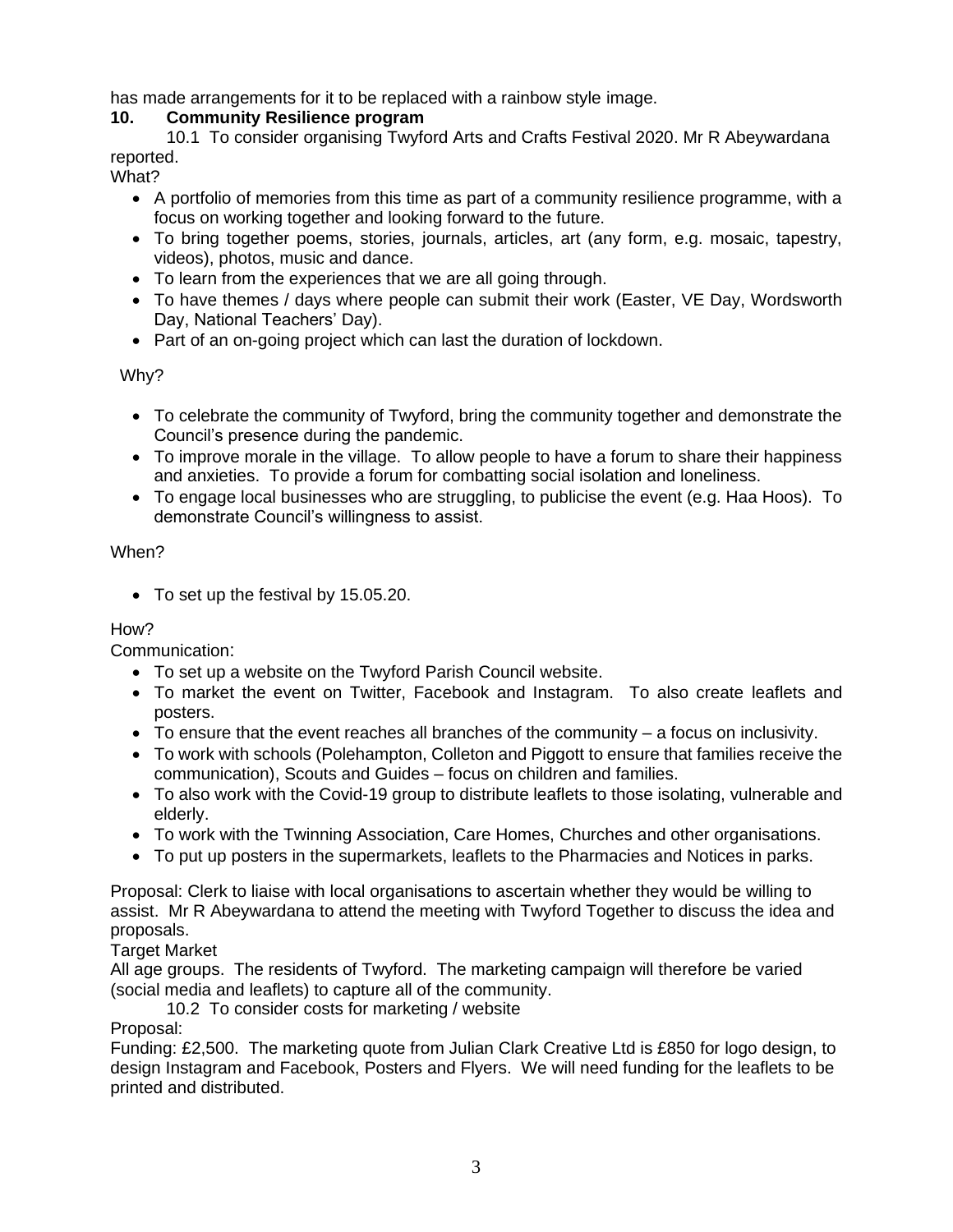has made arrangements for it to be replaced with a rainbow style image.

**10. Community Resilience program**

10.1 To consider organising Twyford Arts and Crafts Festival 2020. Mr R Abeywardana reported.

What?

- A portfolio of memories from this time as part of a community resilience programme, with a focus on working together and looking forward to the future.
- To bring together poems, stories, journals, articles, art (any form, e.g. mosaic, tapestry, videos), photos, music and dance.
- To learn from the experiences that we are all going through.
- To have themes / days where people can submit their work (Easter, VE Day, Wordsworth Day, National Teachers' Day).
- Part of an on-going project which can last the duration of lockdown.

Why?

- To celebrate the community of Twyford, bring the community together and demonstrate the Council's presence during the pandemic.
- To improve morale in the village. To allow people to have a forum to share their happiness and anxieties. To provide a forum for combatting social isolation and loneliness.
- To engage local businesses who are struggling, to publicise the event (e.g. Haa Hoos). To demonstrate Council's willingness to assist.

When?

- To set up the festival by 15.05.20.

How?

Communication:

- To set up a website on the Twyford Parish Council website.
- To market the event on Twitter, Facebook and Instagram. To also create leaflets and posters.
- To ensure that the event reaches all branches of the community – a focus on inclusivity.
- To work with schools (Polehampton, Colleton and Piggott to ensure that families receive the communication), Scouts and Guides – focus on children and families.
- To also work with the Covid-19 group to distribute leaflets to those isolating, vulnerable and elderly.
- To work with the Twinning Association, Care Homes, Churches and other organisations.
- To put up posters in the supermarkets, leaflets to the Pharmacies and Notices in parks.

Proposal: Clerk to liaise with local organisations to ascertain whether they would be willing to assist. Mr R Abeywardana to attend the meeting with Twyford Together to discuss the idea and proposals.

Target Market

All age groups. The residents of Twyford. The marketing campaign will therefore be varied (social media and leaflets) to capture all of the community.

10.2 To consider costs for marketing / website

Proposal:

Funding: £2,500. The marketing quote from Julian Clark Creative Ltd is £850 for logo design, to design Instagram and Facebook, Posters and Flyers. We will need funding for the leaflets to be printed and distributed.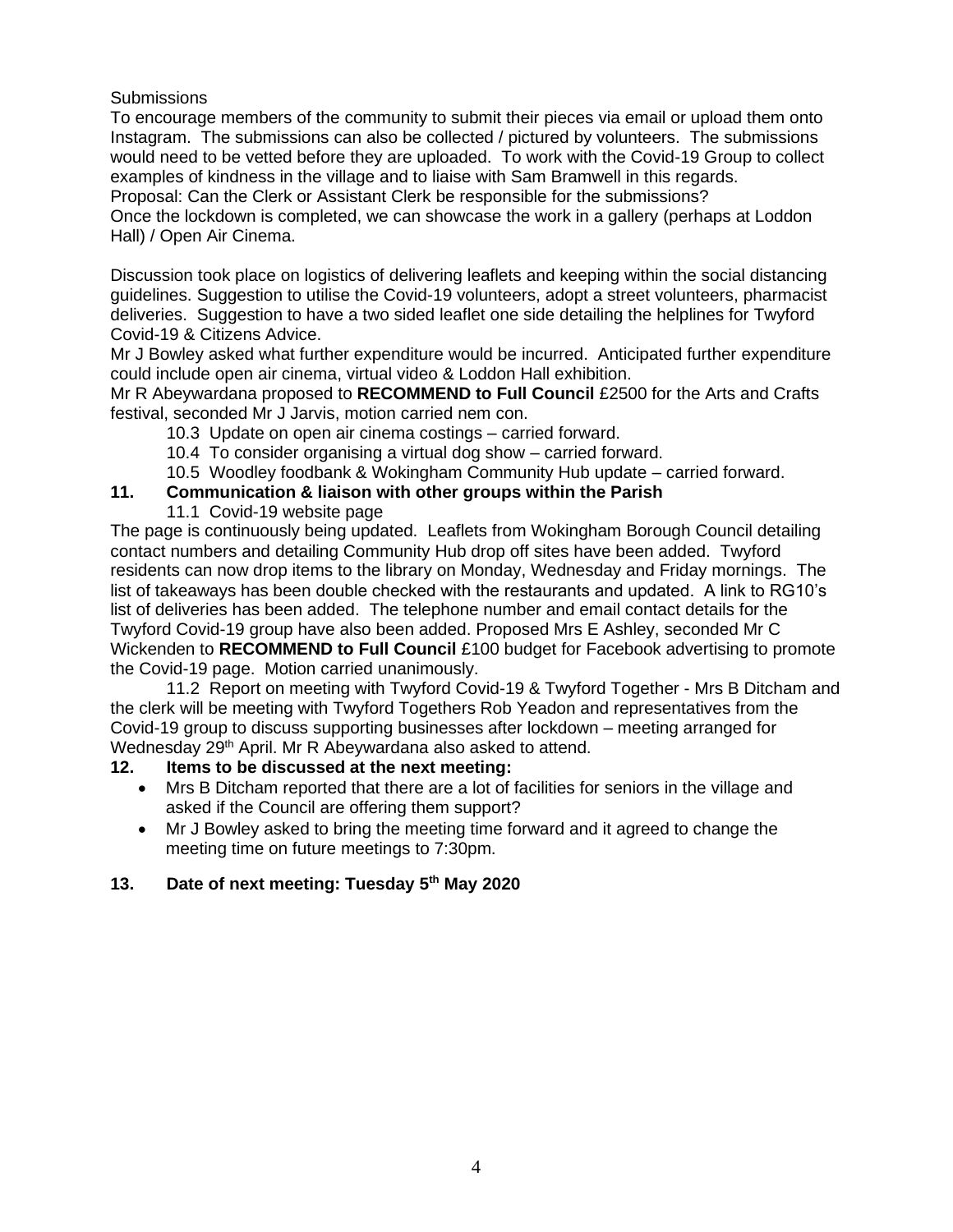Submissions

To encourage members of the community to submit their pieces via email or upload them onto Instagram. The submissions can also be collected / pictured by volunteers. The submissions would need to be vetted before they are uploaded. To work with the Covid-19 Group to collect examples of kindness in the village and to liaise with Sam Bramwell in this regards.
Proposal: Can the Clerk or Assistant Clerk be responsible for the submissions?
Once the lockdown is completed, we can showcase the work in a gallery (perhaps at Loddon Hall) / Open Air Cinema.

Discussion took place on logistics of delivering leaflets and keeping within the social distancing guidelines. Suggestion to utilise the Covid-19 volunteers, adopt a street volunteers, pharmacist deliveries. Suggestion to have a two sided leaflet one side detailing the helplines for Twyford Covid-19 & Citizens Advice.
Mr J Bowley asked what further expenditure would be incurred. Anticipated further expenditure could include open air cinema, virtual video & Loddon Hall exhibition.
Mr R Abeywardana proposed to **RECOMMEND to Full Council** £2500 for the Arts and Crafts festival, seconded Mr J Jarvis, motion carried nem con.

10.3 Update on open air cinema costings – carried forward.
10.4 To consider organising a virtual dog show – carried forward.
10.5 Woodley foodbank & Wokingham Community Hub update – carried forward.

**11. Communication & liaison with other groups within the Parish**

11.1 Covid-19 website page

The page is continuously being updated. Leaflets from Wokingham Borough Council detailing contact numbers and detailing Community Hub drop off sites have been added. Twyford residents can now drop items to the library on Monday, Wednesday and Friday mornings. The list of takeaways has been double checked with the restaurants and updated. A link to RG10's list of deliveries has been added. The telephone number and email contact details for the Twyford Covid-19 group have also been added. Proposed Mrs E Ashley, seconded Mr C Wickenden to **RECOMMEND to Full Council** £100 budget for Facebook advertising to promote the Covid-19 page. Motion carried unanimously.

11.2 Report on meeting with Twyford Covid-19 & Twyford Together - Mrs B Ditcham and the clerk will be meeting with Twyford Togethers Rob Yeadon and representatives from the Covid-19 group to discuss supporting businesses after lockdown – meeting arranged for Wednesday 29th April. Mr R Abeywardana also asked to attend.

**12. Items to be discussed at the next meeting:**

- Mrs B Ditcham reported that there are a lot of facilities for seniors in the village and asked if the Council are offering them support?
- Mr J Bowley asked to bring the meeting time forward and it agreed to change the meeting time on future meetings to 7:30pm.

**13. Date of next meeting: Tuesday 5th May 2020**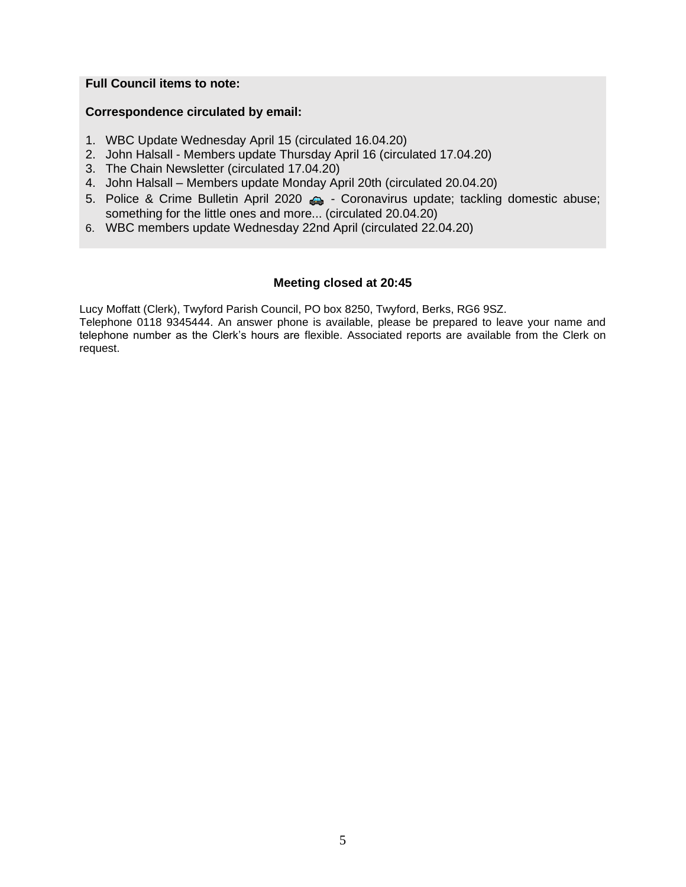**Full Council items to note:**

**Correspondence circulated by email:**

1. WBC Update Wednesday April 15 (circulated 16.04.20)
2. John Halsall - Members update Thursday April 16 (circulated 17.04.20)
3. The Chain Newsletter (circulated 17.04.20)
4. John Halsall – Members update Monday April 20th (circulated 20.04.20)
5. Police & Crime Bulletin April 2020 🚓 - Coronavirus update; tackling domestic abuse; something for the little ones and more... (circulated 20.04.20)
6. WBC members update Wednesday 22nd April (circulated 22.04.20)

**Meeting closed at 20:45**

Lucy Moffatt (Clerk), Twyford Parish Council, PO box 8250, Twyford, Berks, RG6 9SZ.
Telephone 0118 9345444. An answer phone is available, please be prepared to leave your name and telephone number as the Clerk's hours are flexible. Associated reports are available from the Clerk on request.